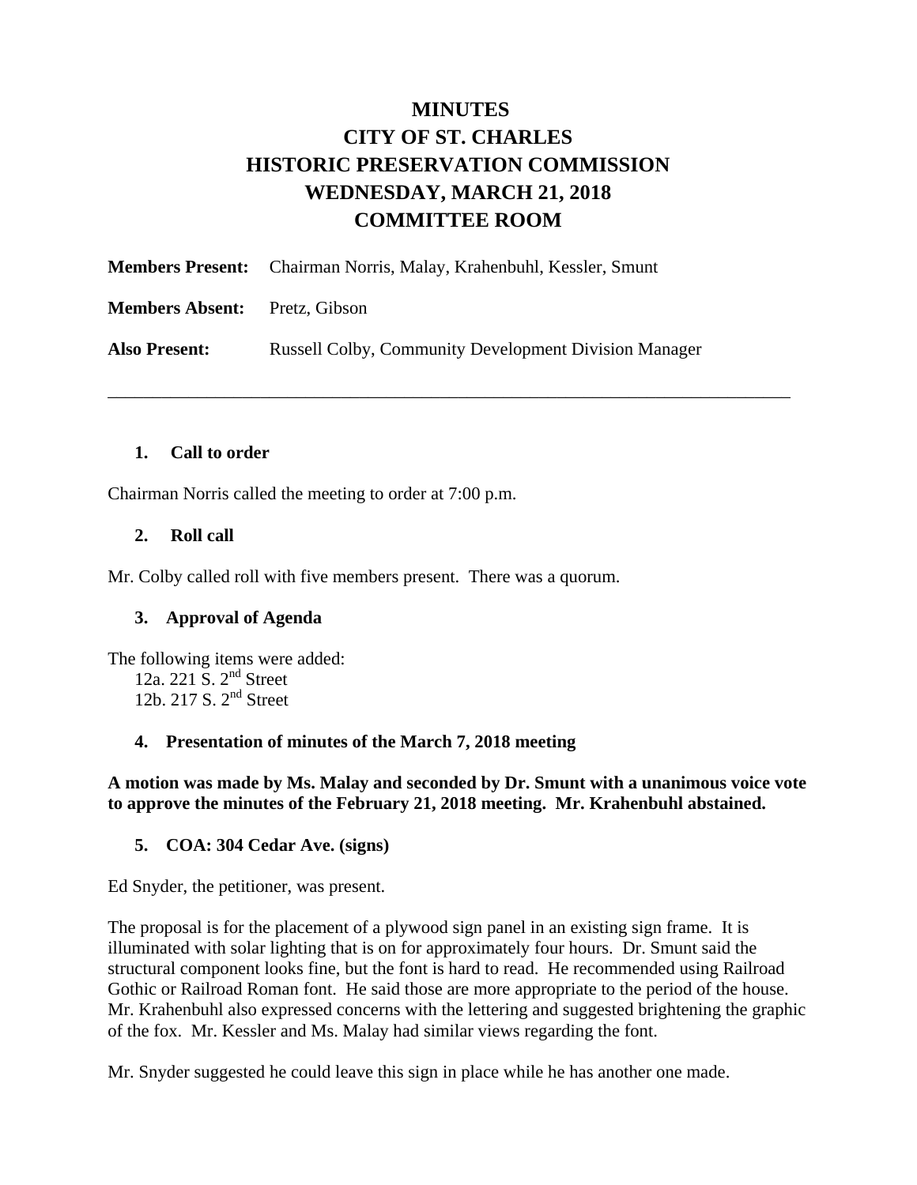# MINUTES
# CITY OF ST. CHARLES
# HISTORIC PRESERVATION COMMISSION
# WEDNESDAY, MARCH 21, 2018
# COMMITTEE ROOM

**Members Present:** Chairman Norris, Malay, Krahenbuhl, Kessler, Smunt

**Members Absent:** Pretz, Gibson

**Also Present:** Russell Colby, Community Development Division Manager

---

**1. Call to order**

Chairman Norris called the meeting to order at 7:00 p.m.

**2. Roll call**

Mr. Colby called roll with five members present. There was a quorum.

**3. Approval of Agenda**

The following items were added:
- 12a. 221 S. 2nd Street
- 12b. 217 S. 2nd Street

**4. Presentation of minutes of the March 7, 2018 meeting**

**A motion was made by Ms. Malay and seconded by Dr. Smunt with a unanimous voice vote to approve the minutes of the February 21, 2018 meeting. Mr. Krahenbuhl abstained.**

**5. COA: 304 Cedar Ave. (signs)**

Ed Snyder, the petitioner, was present.

The proposal is for the placement of a plywood sign panel in an existing sign frame. It is illuminated with solar lighting that is on for approximately four hours. Dr. Smunt said the structural component looks fine, but the font is hard to read. He recommended using Railroad Gothic or Railroad Roman font. He said those are more appropriate to the period of the house. Mr. Krahenbuhl also expressed concerns with the lettering and suggested brightening the graphic of the fox. Mr. Kessler and Ms. Malay had similar views regarding the font.

Mr. Snyder suggested he could leave this sign in place while he has another one made.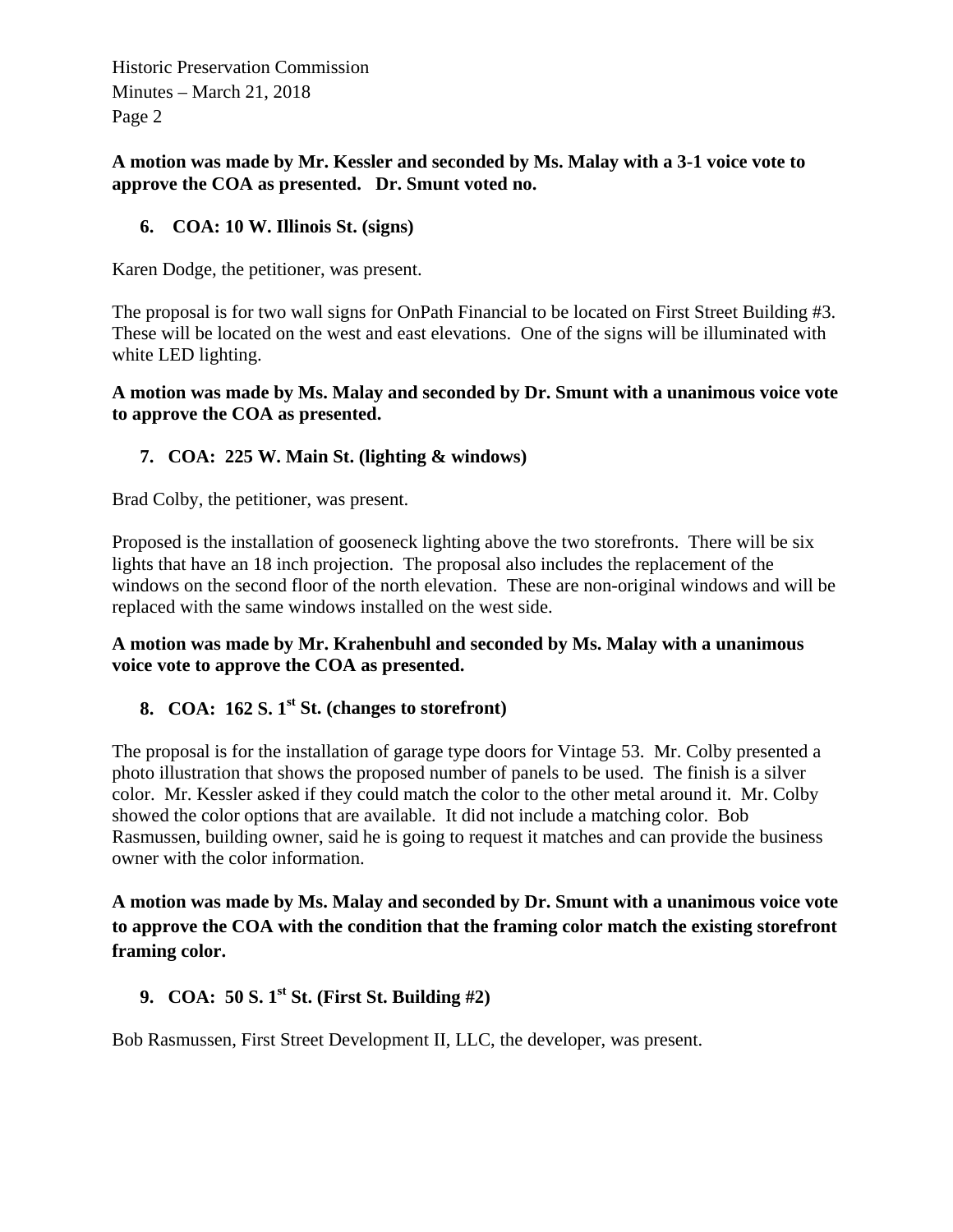**A motion was made by Mr. Kessler and seconded by Ms. Malay with a 3-1 voice vote to approve the COA as presented. Dr. Smunt voted no.**

6. **COA: 10 W. Illinois St. (signs)**

Karen Dodge, the petitioner, was present.

The proposal is for two wall signs for OnPath Financial to be located on First Street Building #3. These will be located on the west and east elevations. One of the signs will be illuminated with white LED lighting.

**A motion was made by Ms. Malay and seconded by Dr. Smunt with a unanimous voice vote to approve the COA as presented.**

7. **COA: 225 W. Main St. (lighting & windows)**

Brad Colby, the petitioner, was present.

Proposed is the installation of gooseneck lighting above the two storefronts. There will be six lights that have an 18 inch projection. The proposal also includes the replacement of the windows on the second floor of the north elevation. These are non-original windows and will be replaced with the same windows installed on the west side.

**A motion was made by Mr. Krahenbuhl and seconded by Ms. Malay with a unanimous voice vote to approve the COA as presented.**

8. **COA: 162 S. 1st St. (changes to storefront)**

The proposal is for the installation of garage type doors for Vintage 53. Mr. Colby presented a photo illustration that shows the proposed number of panels to be used. The finish is a silver color. Mr. Kessler asked if they could match the color to the other metal around it. Mr. Colby showed the color options that are available. It did not include a matching color. Bob Rasmussen, building owner, said he is going to request it matches and can provide the business owner with the color information.

**A motion was made by Ms. Malay and seconded by Dr. Smunt with a unanimous voice vote to approve the COA with the condition that the framing color match the existing storefront framing color.**

9. **COA: 50 S. 1st St. (First St. Building #2)**

Bob Rasmussen, First Street Development II, LLC, the developer, was present.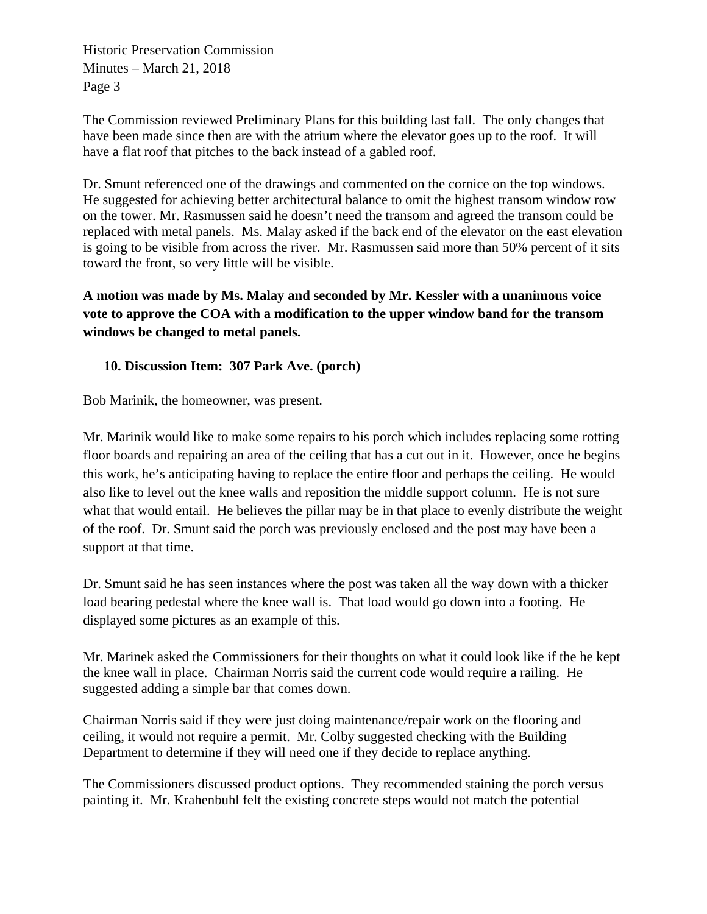The Commission reviewed Preliminary Plans for this building last fall. The only changes that have been made since then are with the atrium where the elevator goes up to the roof. It will have a flat roof that pitches to the back instead of a gabled roof.

Dr. Smunt referenced one of the drawings and commented on the cornice on the top windows. He suggested for achieving better architectural balance to omit the highest transom window row on the tower. Mr. Rasmussen said he doesn't need the transom and agreed the transom could be replaced with metal panels. Ms. Malay asked if the back end of the elevator on the east elevation is going to be visible from across the river. Mr. Rasmussen said more than 50% percent of it sits toward the front, so very little will be visible.

**A motion was made by Ms. Malay and seconded by Mr. Kessler with a unanimous voice vote to approve the COA with a modification to the upper window band for the transom windows be changed to metal panels.**

**10. Discussion Item: 307 Park Ave. (porch)**

Bob Marinik, the homeowner, was present.

Mr. Marinik would like to make some repairs to his porch which includes replacing some rotting floor boards and repairing an area of the ceiling that has a cut out in it. However, once he begins this work, he's anticipating having to replace the entire floor and perhaps the ceiling. He would also like to level out the knee walls and reposition the middle support column. He is not sure what that would entail. He believes the pillar may be in that place to evenly distribute the weight of the roof. Dr. Smunt said the porch was previously enclosed and the post may have been a support at that time.

Dr. Smunt said he has seen instances where the post was taken all the way down with a thicker load bearing pedestal where the knee wall is. That load would go down into a footing. He displayed some pictures as an example of this.

Mr. Marinek asked the Commissioners for their thoughts on what it could look like if the he kept the knee wall in place. Chairman Norris said the current code would require a railing. He suggested adding a simple bar that comes down.

Chairman Norris said if they were just doing maintenance/repair work on the flooring and ceiling, it would not require a permit. Mr. Colby suggested checking with the Building Department to determine if they will need one if they decide to replace anything.

The Commissioners discussed product options. They recommended staining the porch versus painting it. Mr. Krahenbuhl felt the existing concrete steps would not match the potential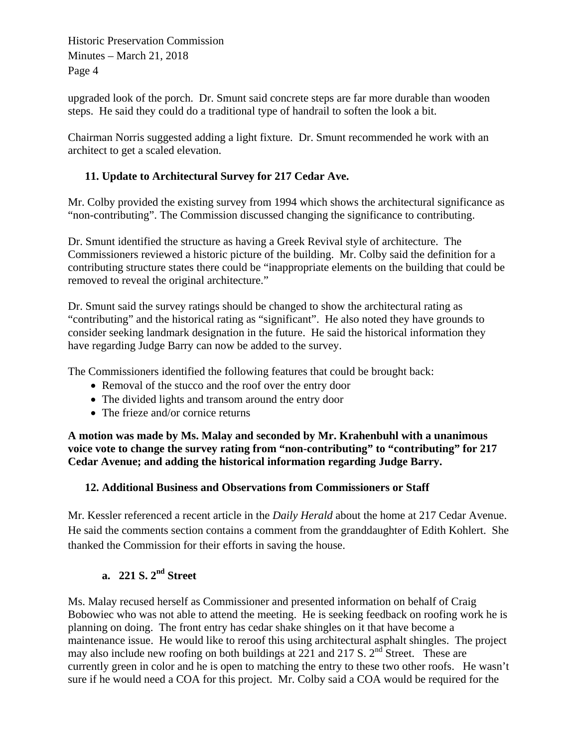upgraded look of the porch. Dr. Smunt said concrete steps are far more durable than wooden steps. He said they could do a traditional type of handrail to soften the look a bit.

Chairman Norris suggested adding a light fixture. Dr. Smunt recommended he work with an architect to get a scaled elevation.

**11. Update to Architectural Survey for 217 Cedar Ave.**

Mr. Colby provided the existing survey from 1994 which shows the architectural significance as "non-contributing". The Commission discussed changing the significance to contributing.

Dr. Smunt identified the structure as having a Greek Revival style of architecture. The Commissioners reviewed a historic picture of the building. Mr. Colby said the definition for a contributing structure states there could be "inappropriate elements on the building that could be removed to reveal the original architecture."

Dr. Smunt said the survey ratings should be changed to show the architectural rating as "contributing" and the historical rating as "significant". He also noted they have grounds to consider seeking landmark designation in the future. He said the historical information they have regarding Judge Barry can now be added to the survey.

The Commissioners identified the following features that could be brought back:

- Removal of the stucco and the roof over the entry door
- The divided lights and transom around the entry door
- The frieze and/or cornice returns

**A motion was made by Ms. Malay and seconded by Mr. Krahenbuhl with a unanimous voice vote to change the survey rating from "non-contributing" to "contributing" for 217 Cedar Avenue; and adding the historical information regarding Judge Barry.**

**12. Additional Business and Observations from Commissioners or Staff**

Mr. Kessler referenced a recent article in the *Daily Herald* about the home at 217 Cedar Avenue. He said the comments section contains a comment from the granddaughter of Edith Kohlert. She thanked the Commission for their efforts in saving the house.

**a. 221 S. 2nd Street**

Ms. Malay recused herself as Commissioner and presented information on behalf of Craig Bobowiec who was not able to attend the meeting. He is seeking feedback on roofing work he is planning on doing. The front entry has cedar shake shingles on it that have become a maintenance issue. He would like to reroof this using architectural asphalt shingles. The project may also include new roofing on both buildings at 221 and 217 S. 2nd Street. These are currently green in color and he is open to matching the entry to these two other roofs. He wasn't sure if he would need a COA for this project. Mr. Colby said a COA would be required for the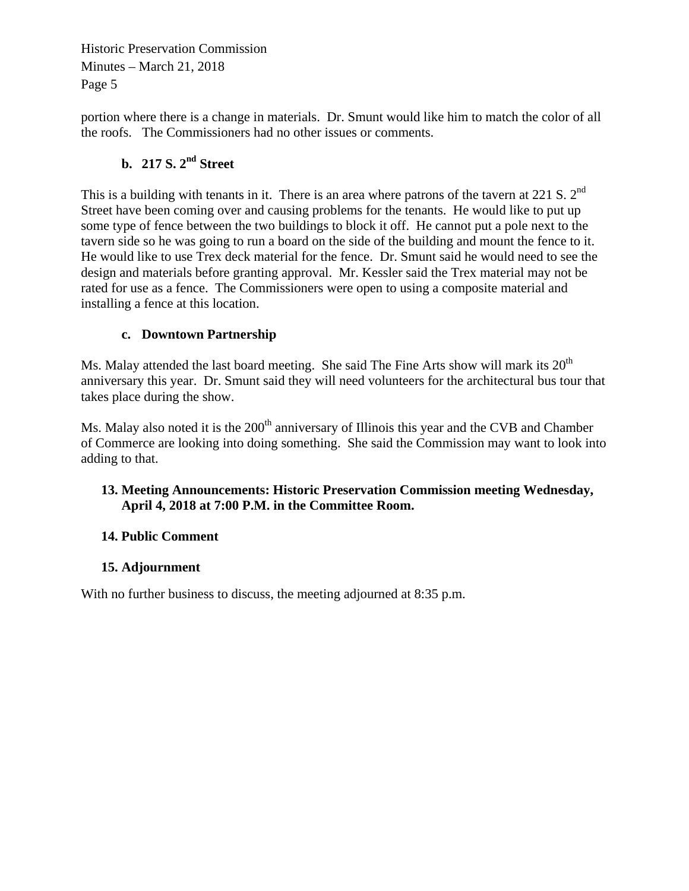portion where there is a change in materials. Dr. Smunt would like him to match the color of all the roofs. The Commissioners had no other issues or comments.

**b. 217 S. 2nd Street**

This is a building with tenants in it. There is an area where patrons of the tavern at 221 S. 2nd Street have been coming over and causing problems for the tenants. He would like to put up some type of fence between the two buildings to block it off. He cannot put a pole next to the tavern side so he was going to run a board on the side of the building and mount the fence to it. He would like to use Trex deck material for the fence. Dr. Smunt said he would need to see the design and materials before granting approval. Mr. Kessler said the Trex material may not be rated for use as a fence. The Commissioners were open to using a composite material and installing a fence at this location.

**c. Downtown Partnership**

Ms. Malay attended the last board meeting. She said The Fine Arts show will mark its 20th anniversary this year. Dr. Smunt said they will need volunteers for the architectural bus tour that takes place during the show.

Ms. Malay also noted it is the 200th anniversary of Illinois this year and the CVB and Chamber of Commerce are looking into doing something. She said the Commission may want to look into adding to that.

**13. Meeting Announcements: Historic Preservation Commission meeting Wednesday, April 4, 2018 at 7:00 P.M. in the Committee Room.**

**14. Public Comment**

**15. Adjournment**

With no further business to discuss, the meeting adjourned at 8:35 p.m.